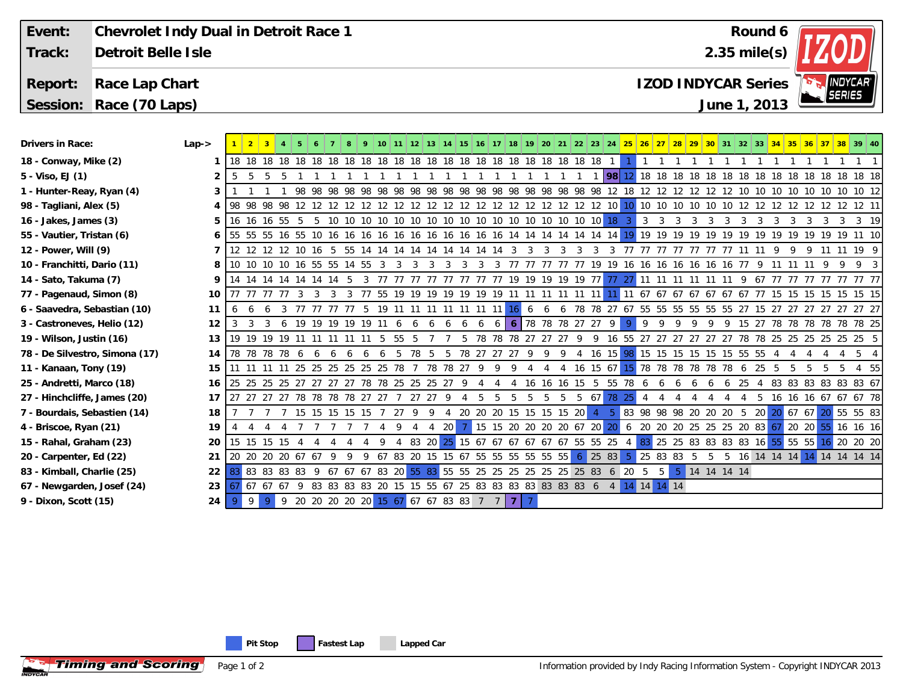| Event: | Chevrolet Indy Dual in Detroit Race 1 | Round 6 |
|---|---|---|
| Track: | Detroit Belle Isle | 2.35 mile(s) |
| Report: | Race Lap Chart | IZOD INDYCAR Series |
| Session: | Race (70 Laps) | June 1, 2013 |

| Drivers in Race: | Lap-> | 1 | 2 | 3 | 4 | 5 | 6 | 7 | 8 | 9 | 10 | 11 | 12 | 13 | 14 | 15 | 16 | 17 | 18 | 19 | 20 | 21 | 22 | 23 | 24 | 25 | 26 | 27 | 28 | 29 | 30 | 31 | 32 | 33 | 34 | 35 | 36 | 37 | 38 | 39 | 40 |
|---|---|---|---|---|---|---|---|---|---|---|---|---|---|---|---|---|---|---|---|---|---|---|---|---|---|---|---|---|---|---|---|---|---|---|---|---|---|---|---|---|---|
| 18 - Conway, Mike (2) | 1 | 18 | 18 | 18 | 18 | 18 | 18 | 18 | 18 | 18 | 18 | 18 | 18 | 18 | 18 | 18 | 18 | 18 | 18 | 18 | 18 | 18 | 18 | 18 | 1 | 1 | 1 | 1 | 1 | 1 | 1 | 1 | 1 | 1 | 1 | 1 | 1 | 1 | 1 | 1 | 1 |
| 5 - Viso, EJ (1) | 2 | 5 | 5 | 5 | 5 | 1 | 1 | 1 | 1 | 1 | 1 | 1 | 1 | 1 | 1 | 1 | 1 | 1 | 1 | 1 | 1 | 1 | 1 | 1 | 98 | 12 | 18 | 18 | 18 | 18 | 18 | 18 | 18 | 18 | 18 | 18 | 18 | 18 | 18 | 18 | 18 |
| 1 - Hunter-Reay, Ryan (4) | 3 | 1 | 1 | 1 | 1 | 98 | 98 | 98 | 98 | 98 | 98 | 98 | 98 | 98 | 98 | 98 | 98 | 98 | 98 | 98 | 98 | 98 | 98 | 98 | 12 | 18 | 12 | 12 | 12 | 12 | 12 | 12 | 10 | 10 | 10 | 10 | 10 | 10 | 10 | 10 | 12 |
| 98 - Tagliani, Alex (5) | 4 | 98 | 98 | 98 | 98 | 12 | 12 | 12 | 12 | 12 | 12 | 12 | 12 | 12 | 12 | 12 | 12 | 12 | 12 | 12 | 12 | 12 | 12 | 12 | 10 | 10 | 10 | 10 | 10 | 10 | 10 | 10 | 12 | 12 | 12 | 12 | 12 | 12 | 12 | 12 | 11 |
| 16 - Jakes, James (3) | 5 | 16 | 16 | 16 | 55 | 5 | 5 | 10 | 10 | 10 | 10 | 10 | 10 | 10 | 10 | 10 | 10 | 10 | 10 | 10 | 10 | 10 | 10 | 10 | 18 | 3 | 3 | 3 | 3 | 3 | 3 | 3 | 3 | 3 | 3 | 3 | 3 | 3 | 3 | 3 | 19 |
| 55 - Vautier, Tristan (6) | 6 | 55 | 55 | 55 | 16 | 55 | 10 | 16 | 16 | 16 | 16 | 16 | 16 | 16 | 16 | 16 | 16 | 16 | 14 | 14 | 14 | 14 | 14 | 14 | 14 | 19 | 19 | 19 | 19 | 19 | 19 | 19 | 19 | 19 | 19 | 19 | 19 | 19 | 19 | 11 | 10 |
| 12 - Power, Will (9) | 7 | 12 | 12 | 12 | 12 | 10 | 16 | 5 | 55 | 14 | 14 | 14 | 14 | 14 | 14 | 14 | 14 | 14 | 3 | 3 | 3 | 3 | 3 | 3 | 3 | 77 | 77 | 77 | 77 | 77 | 77 | 77 | 11 | 11 | 9 | 9 | 9 | 11 | 11 | 19 | 9 |
| 10 - Franchitti, Dario (11) | 8 | 10 | 10 | 10 | 10 | 16 | 55 | 55 | 14 | 55 | 3 | 3 | 3 | 3 | 3 | 3 | 3 | 3 | 77 | 77 | 77 | 77 | 77 | 19 | 19 | 16 | 16 | 16 | 16 | 16 | 16 | 16 | 77 | 9 | 11 | 11 | 11 | 9 | 9 | 9 | 3 |
| 14 - Sato, Takuma (7) | 9 | 14 | 14 | 14 | 14 | 14 | 14 | 14 | 5 | 3 | 77 | 77 | 77 | 77 | 77 | 77 | 77 | 77 | 19 | 19 | 19 | 19 | 19 | 77 | 77 | 27 | 11 | 11 | 11 | 11 | 11 | 11 | 9 | 67 | 77 | 77 | 77 | 77 | 77 | 77 | 77 |
| 77 - Pagenaud, Simon (8) | 10 | 77 | 77 | 77 | 77 | 3 | 3 | 3 | 3 | 77 | 55 | 19 | 19 | 19 | 19 | 19 | 19 | 19 | 11 | 11 | 11 | 11 | 11 | 11 | 11 | 11 | 67 | 67 | 67 | 67 | 67 | 67 | 67 | 77 | 15 | 15 | 15 | 15 | 15 | 15 | 15 |
| 6 - Saavedra, Sebastian (10) | 11 | 6 | 6 | 6 | 3 | 77 | 77 | 77 | 77 | 5 | 19 | 11 | 11 | 11 | 11 | 11 | 11 | 11 | 16 | 6 | 6 | 6 | 78 | 78 | 27 | 67 | 55 | 55 | 55 | 55 | 55 | 55 | 27 | 15 | 27 | 27 | 27 | 27 | 27 | 27 | 27 |
| 3 - Castroneves, Helio (12) | 12 | 3 | 3 | 3 | 6 | 19 | 19 | 19 | 19 | 19 | 11 | 6 | 6 | 6 | 6 | 6 | 6 | 6 | 6 | 78 | 78 | 78 | 27 | 27 | 9 | 9 | 9 | 9 | 9 | 9 | 9 | 9 | 15 | 27 | 78 | 78 | 78 | 78 | 78 | 78 | 25 |
| 19 - Wilson, Justin (16) | 13 | 19 | 19 | 19 | 19 | 11 | 11 | 11 | 11 | 11 | 5 | 55 | 5 | 7 | 7 | 5 | 78 | 78 | 78 | 27 | 27 | 27 | 9 | 9 | 16 | 55 | 27 | 27 | 27 | 27 | 27 | 27 | 78 | 78 | 25 | 25 | 25 | 25 | 25 | 25 | 5 |
| 78 - De Silvestro, Simona (17) | 14 | 78 | 78 | 78 | 78 | 6 | 6 | 6 | 6 | 6 | 6 | 5 | 78 | 5 | 5 | 78 | 27 | 27 | 27 | 9 | 9 | 9 | 4 | 16 | 15 | 98 | 15 | 15 | 15 | 15 | 15 | 15 | 55 | 55 | 4 | 4 | 4 | 4 | 4 | 5 | 4 |
| 11 - Kanaan, Tony (19) | 15 | 11 | 11 | 11 | 11 | 25 | 25 | 25 | 25 | 25 | 25 | 78 | 7 | 78 | 78 | 27 | 9 | 9 | 9 | 4 | 4 | 4 | 16 | 15 | 67 | 15 | 78 | 78 | 78 | 78 | 78 | 78 | 6 | 25 | 5 | 5 | 5 | 5 | 5 | 4 | 55 |
| 25 - Andretti, Marco (18) | 16 | 25 | 25 | 25 | 25 | 27 | 27 | 27 | 27 | 78 | 78 | 25 | 25 | 25 | 27 | 9 | 4 | 4 | 4 | 16 | 16 | 16 | 15 | 5 | 55 | 78 | 6 | 6 | 6 | 6 | 6 | 6 | 25 | 4 | 83 | 83 | 83 | 83 | 83 | 83 | 67 |
| 27 - Hinchcliffe, James (20) | 17 | 27 | 27 | 27 | 27 | 78 | 78 | 78 | 78 | 27 | 27 | 7 | 27 | 27 | 9 | 4 | 5 | 5 | 5 | 5 | 5 | 5 | 5 | 67 | 78 | 25 | 4 | 4 | 4 | 4 | 4 | 4 | 4 | 5 | 16 | 16 | 16 | 67 | 67 | 67 | 78 |
| 7 - Bourdais, Sebastien (14) | 18 | 7 | 7 | 7 | 7 | 15 | 15 | 15 | 15 | 15 | 7 | 27 | 9 | 9 | 4 | 20 | 20 | 20 | 15 | 15 | 15 | 15 | 20 | 4 | 5 | 83 | 98 | 98 | 98 | 20 | 20 | 20 | 5 | 20 | 20 | 67 | 67 | 20 | 55 | 55 | 83 |
| 4 - Briscoe, Ryan (21) | 19 | 4 | 4 | 4 | 4 | 7 | 7 | 7 | 7 | 7 | 4 | 9 | 4 | 4 | 20 | 7 | 15 | 15 | 20 | 20 | 20 | 20 | 67 | 20 | 20 | 6 | 20 | 20 | 20 | 25 | 25 | 25 | 20 | 83 | 67 | 20 | 20 | 55 | 16 | 16 | 16 |
| 15 - Rahal, Graham (23) | 20 | 15 | 15 | 15 | 15 | 4 | 4 | 4 | 4 | 4 | 9 | 4 | 83 | 20 | 25 | 15 | 67 | 67 | 67 | 67 | 67 | 67 | 55 | 55 | 25 | 4 | 83 | 25 | 25 | 83 | 83 | 83 | 83 | 16 | 55 | 55 | 55 | 16 | 20 | 20 | 20 |
| 20 - Carpenter, Ed (22) | 21 | 20 | 20 | 20 | 20 | 67 | 67 | 9 | 9 | 9 | 67 | 83 | 20 | 15 | 15 | 67 | 55 | 55 | 55 | 55 | 55 | 55 | 6 | 25 | 83 | 5 | 25 | 83 | 83 | 5 | 5 | 5 | 16 | 14 | 14 | 14 | 14 | 14 | 14 | 14 | 14 |
| 83 - Kimball, Charlie (25) | 22 | 83 | 83 | 83 | 83 | 83 | 9 | 67 | 67 | 67 | 83 | 20 | 55 | 83 | 55 | 55 | 25 | 25 | 25 | 25 | 25 | 25 | 25 | 83 | 6 | 20 | 5 | 5 | 5 | 14 | 14 | 14 | 14 | | | | | | | | |
| 67 - Newgarden, Josef (24) | 23 | 67 | 67 | 67 | 67 | 9 | 83 | 83 | 83 | 83 | 20 | 15 | 15 | 55 | 67 | 25 | 83 | 83 | 83 | 83 | 83 | 83 | 83 | 6 | 4 | 14 | 14 | 14 | 14 | | | | | | | | | | | | |
| 9 - Dixon, Scott (15) | 24 | 9 | 9 | 9 | 9 | 20 | 20 | 20 | 20 | 20 | 15 | 67 | 67 | 67 | 83 | 83 | 7 | 7 | 7 | 7 | | | | | | | | | | | | | | | | | | | | | |

Pit Stop | Fastest Lap | Lapped Car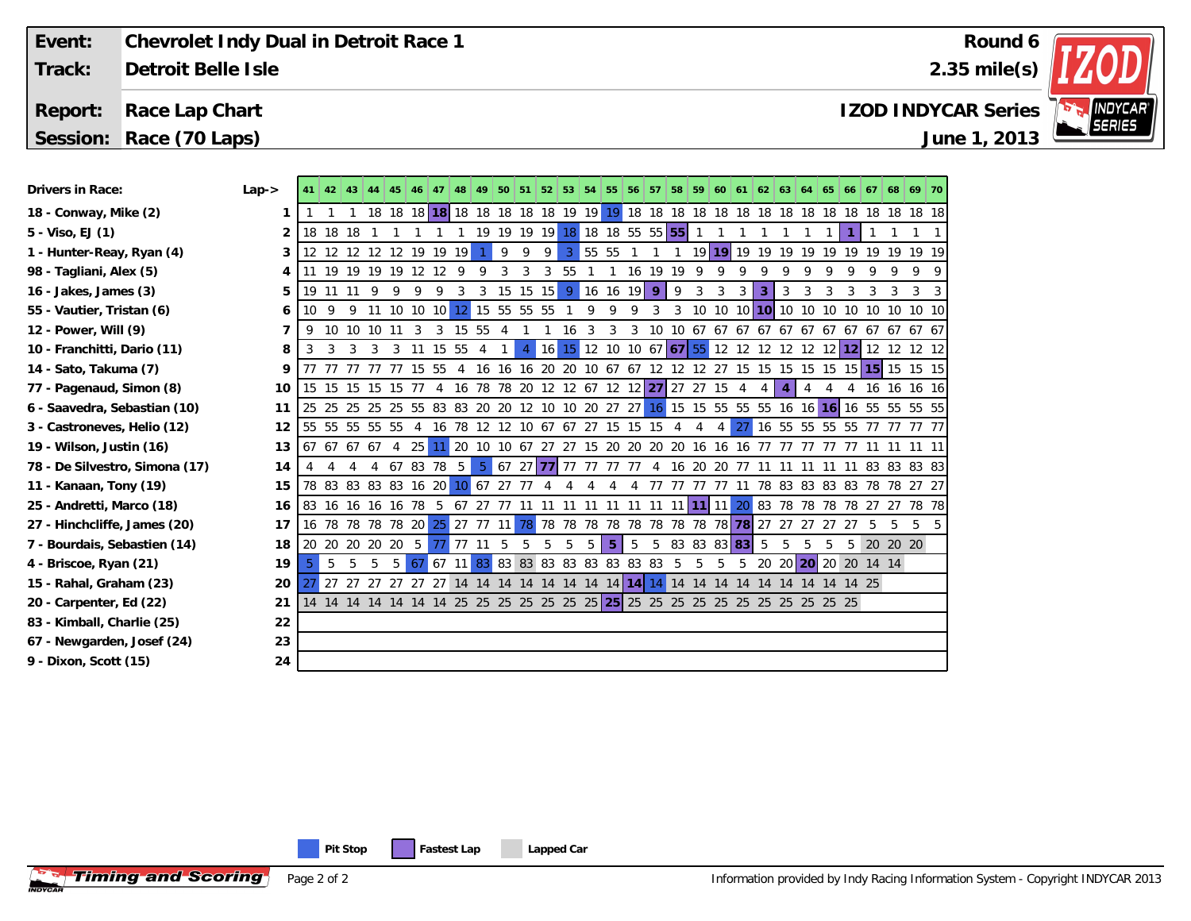| Event: | Chevrolet Indy Dual in Detroit Race 1 | Round 6 |
|---|---|---|
| Track: | Detroit Belle Isle | 2.35 mile(s) |
| Report: | Race Lap Chart | IZOD INDYCAR Series |
| Session: | Race (70 Laps) | June 1, 2013 |

| Drivers in Race: | Lap-> | 41 | 42 | 43 | 44 | 45 | 46 | 47 | 48 | 49 | 50 | 51 | 52 | 53 | 54 | 55 | 56 | 57 | 58 | 59 | 60 | 61 | 62 | 63 | 64 | 65 | 66 | 67 | 68 | 69 | 70 |
|---|---|---|---|---|---|---|---|---|---|---|---|---|---|---|---|---|---|---|---|---|---|---|---|---|---|---|---|---|---|---|---|
| 18 - Conway, Mike (2) | 1 | 1 | 1 | 1 | 18 | 18 | 18 | 18 | 18 | 18 | 18 | 18 | 18 | 19 | 19 | 19 | 18 | 18 | 18 | 18 | 18 | 18 | 18 | 18 | 18 | 18 | 18 | 18 | 18 | 18 | 18 |
| 5 - Viso, EJ (1) | 2 | 18 | 18 | 18 | 1 | 1 | 1 | 1 | 1 | 19 | 19 | 19 | 19 | 18 | 18 | 18 | 55 | 55 | 55 | 1 | 1 | 1 | 1 | 1 | 1 | 1 | 1 | 1 | 1 | 1 | 1 |
| 1 - Hunter-Reay, Ryan (4) | 3 | 12 | 12 | 12 | 12 | 12 | 19 | 19 | 19 | 1 | 9 | 9 | 9 | 3 | 55 | 55 | 1 | 1 | 1 | 19 | 19 | 19 | 19 | 19 | 19 | 19 | 19 | 19 | 19 | 19 | 19 |
| 98 - Tagliani, Alex (5) | 4 | 11 | 19 | 19 | 19 | 19 | 12 | 12 | 9 | 9 | 3 | 3 | 3 | 55 | 1 | 1 | 16 | 19 | 19 | 9 | 9 | 9 | 9 | 9 | 9 | 9 | 9 | 9 | 9 | 9 | 9 |
| 16 - Jakes, James (3) | 5 | 19 | 11 | 11 | 9 | 9 | 9 | 9 | 3 | 3 | 15 | 15 | 15 | 9 | 16 | 16 | 19 | 9 | 9 | 3 | 3 | 3 | 3 | 3 | 3 | 3 | 3 | 3 | 3 | 3 | 3 |
| 55 - Vautier, Tristan (6) | 6 | 10 | 9 | 9 | 11 | 10 | 10 | 10 | 12 | 15 | 55 | 55 | 55 | 1 | 9 | 9 | 9 | 3 | 3 | 10 | 10 | 10 | 10 | 10 | 10 | 10 | 10 | 10 | 10 | 10 | 10 |
| 12 - Power, Will (9) | 7 | 9 | 10 | 10 | 10 | 11 | 3 | 3 | 15 | 55 | 4 | 1 | 1 | 16 | 3 | 3 | 3 | 10 | 10 | 67 | 67 | 67 | 67 | 67 | 67 | 67 | 67 | 67 | 67 | 67 | 67 |
| 10 - Franchitti, Dario (11) | 8 | 3 | 3 | 3 | 3 | 3 | 11 | 15 | 55 | 4 | 1 | 4 | 16 | 15 | 12 | 10 | 10 | 67 | 67 | 55 | 12 | 12 | 12 | 12 | 12 | 12 | 12 | 12 | 12 | 12 | 12 |
| 14 - Sato, Takuma (7) | 9 | 77 | 77 | 77 | 77 | 77 | 15 | 55 | 4 | 16 | 16 | 16 | 20 | 20 | 10 | 67 | 67 | 12 | 12 | 12 | 27 | 15 | 15 | 15 | 15 | 15 | 15 | 15 | 15 | 15 | 15 |
| 77 - Pagenaud, Simon (8) | 10 | 15 | 15 | 15 | 15 | 15 | 77 | 4 | 16 | 78 | 78 | 20 | 12 | 12 | 67 | 12 | 12 | 27 | 27 | 27 | 15 | 4 | 4 | 4 | 4 | 4 | 4 | 16 | 16 | 16 | 16 |
| 6 - Saavedra, Sebastian (10) | 11 | 25 | 25 | 25 | 25 | 25 | 55 | 83 | 83 | 20 | 20 | 12 | 10 | 10 | 20 | 27 | 27 | 16 | 15 | 15 | 55 | 55 | 55 | 16 | 16 | 16 | 16 | 55 | 55 | 55 | 55 |
| 3 - Castroneves, Helio (12) | 12 | 55 | 55 | 55 | 55 | 55 | 4 | 16 | 78 | 12 | 12 | 10 | 67 | 67 | 27 | 15 | 15 | 15 | 4 | 4 | 4 | 27 | 16 | 55 | 55 | 55 | 55 | 77 | 77 | 77 | 77 |
| 19 - Wilson, Justin (16) | 13 | 67 | 67 | 67 | 67 | 4 | 25 | 11 | 20 | 10 | 10 | 67 | 27 | 27 | 15 | 20 | 20 | 20 | 16 | 16 | 16 | 16 | 77 | 77 | 77 | 77 | 77 | 11 | 11 | 11 | 11 |
| 78 - De Silvestro, Simona (17) | 14 | 4 | 4 | 4 | 4 | 67 | 83 | 78 | 5 | 5 | 67 | 27 | 77 | 77 | 77 | 77 | 77 | 4 | 16 | 20 | 20 | 77 | 11 | 11 | 11 | 11 | 11 | 83 | 83 | 83 | 83 |
| 11 - Kanaan, Tony (19) | 15 | 78 | 83 | 83 | 83 | 83 | 16 | 20 | 10 | 67 | 27 | 77 | 4 | 4 | 4 | 4 | 4 | 77 | 77 | 77 | 77 | 11 | 78 | 83 | 83 | 83 | 83 | 78 | 78 | 27 | 27 |
| 25 - Andretti, Marco (18) | 16 | 83 | 16 | 16 | 16 | 16 | 78 | 5 | 67 | 27 | 77 | 11 | 11 | 11 | 11 | 11 | 11 | 11 | 11 | 11 | 11 | 20 | 83 | 78 | 78 | 78 | 78 | 27 | 27 | 78 | 78 |
| 27 - Hinchcliffe, James (20) | 17 | 16 | 78 | 78 | 78 | 78 | 20 | 25 | 27 | 77 | 11 | 78 | 78 | 78 | 78 | 78 | 78 | 78 | 78 | 78 | 78 | 78 | 27 | 27 | 27 | 27 | 27 | 5 | 5 | 5 | 5 |
| 7 - Bourdais, Sebastien (14) | 18 | 20 | 20 | 20 | 20 | 20 | 5 | 77 | 77 | 11 | 5 | 5 | 5 | 5 | 5 | 5 | 5 | 5 | 83 | 83 | 83 | 83 | 5 | 5 | 5 | 5 | 5 | 20 | 20 | 20 | |
| 4 - Briscoe, Ryan (21) | 19 | 5 | 5 | 5 | 5 | 5 | 67 | 67 | 11 | 83 | 83 | 83 | 83 | 83 | 83 | 83 | 83 | 83 | 5 | 5 | 5 | 5 | 20 | 20 | 20 | 20 | 20 | 14 | 14 | | |
| 15 - Rahal, Graham (23) | 20 | 27 | 27 | 27 | 27 | 27 | 27 | 27 | 14 | 14 | 14 | 14 | 14 | 14 | 14 | 14 | 14 | 14 | 14 | 14 | 14 | 14 | 14 | 14 | 14 | 14 | 14 | 25 | | | |
| 20 - Carpenter, Ed (22) | 21 | 14 | 14 | 14 | 14 | 14 | 14 | 14 | 25 | 25 | 25 | 25 | 25 | 25 | 25 | 25 | 25 | 25 | 25 | 25 | 25 | 25 | 25 | 25 | 25 | 25 | 25 | | | | |
| 83 - Kimball, Charlie (25) | 22 | | | | | | | | | | | | | | | | | | | | | | | | | | | | | | |
| 67 - Newgarden, Josef (24) | 23 | | | | | | | | | | | | | | | | | | | | | | | | | | | | | | |
| 9 - Dixon, Scott (15) | 24 | | | | | | | | | | | | | | | | | | | | | | | | | | | | | | |

Pit Stop | Fastest Lap | Lapped Car

Information provided by Indy Racing Information System - Copyright INDYCAR 2013